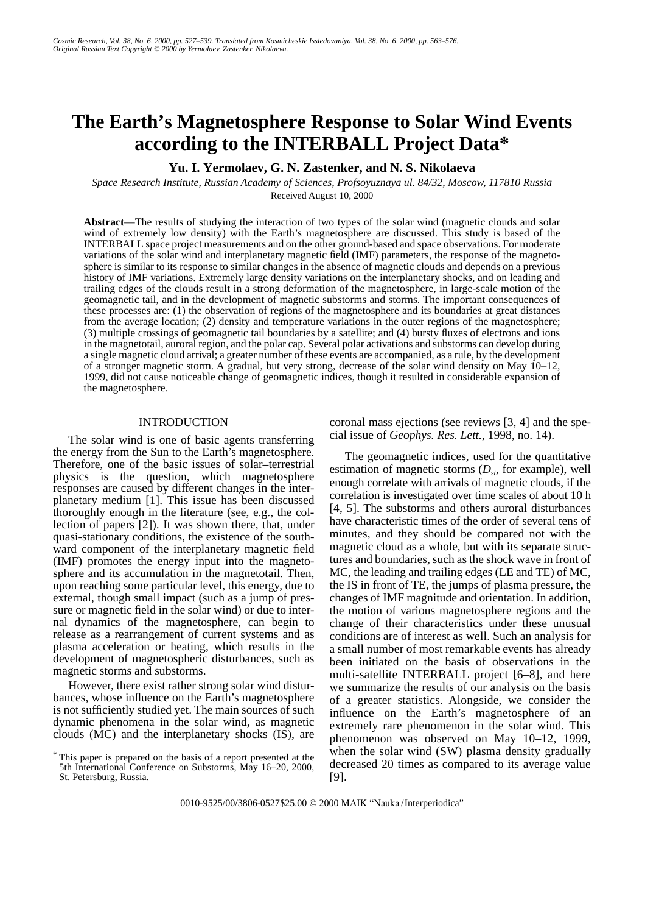# The Earth's Magnetosphere Response to Solar Wind Events according to the INTERBALL Project Data*

**Yu. I. Yermolaev, G. N. Zastenker, and N. S. Nikolaeva**

*Space Research Institute, Russian Academy of Sciences, Profsoyuznaya ul. 84/32, Moscow, 117810 Russia*

Received August 10, 2000

**Abstract**—The results of studying the interaction of two types of the solar wind (magnetic clouds and solar wind of extremely low density) with the Earth's magnetosphere are discussed. This study is based of the INTERBALL space project measurements and on the other ground-based and space observations. For moderate variations of the solar wind and interplanetary magnetic field (IMF) parameters, the response of the magnetosphere is similar to its response to similar changes in the absence of magnetic clouds and depends on a previous history of IMF variations. Extremely large density variations on the interplanetary shocks, and on leading and trailing edges of the clouds result in a strong deformation of the magnetosphere, in large-scale motion of the geomagnetic tail, and in the development of magnetic substorms and storms. The important consequences of these processes are: (1) the observation of regions of the magnetosphere and its boundaries at great distances from the average location; (2) density and temperature variations in the outer regions of the magnetosphere; (3) multiple crossings of geomagnetic tail boundaries by a satellite; and (4) bursty fluxes of electrons and ions in the magnetotail, auroral region, and the polar cap. Several polar activations and substorms can develop during a single magnetic cloud arrival; a greater number of these events are accompanied, as a rule, by the development of a stronger magnetic storm. A gradual, but very strong, decrease of the solar wind density on May 10–12, 1999, did not cause noticeable change of geomagnetic indices, though it resulted in considerable expansion of the magnetosphere.

## INTRODUCTION

The solar wind is one of basic agents transferring the energy from the Sun to the Earth's magnetosphere. Therefore, one of the basic issues of solar–terrestrial physics is the question, which magnetosphere responses are caused by different changes in the interplanetary medium [1]. This issue has been discussed thoroughly enough in the literature (see, e.g., the collection of papers [2]). It was shown there, that, under quasi-stationary conditions, the existence of the southward component of the interplanetary magnetic field (IMF) promotes the energy input into the magnetosphere and its accumulation in the magnetotail. Then, upon reaching some particular level, this energy, due to external, though small impact (such as a jump of pressure or magnetic field in the solar wind) or due to internal dynamics of the magnetosphere, can begin to release as a rearrangement of current systems and as plasma acceleration or heating, which results in the development of magnetospheric disturbances, such as magnetic storms and substorms.

However, there exist rather strong solar wind disturbances, whose influence on the Earth's magnetosphere is not sufficiently studied yet. The main sources of such dynamic phenomena in the solar wind, as magnetic clouds (MC) and the interplanetary shocks (IS), are coronal mass ejections (see reviews [3, 4] and the special issue of *Geophys. Res. Lett.*, 1998, no. 14).

The geomagnetic indices, used for the quantitative estimation of magnetic storms ($D_{st}$, for example), well enough correlate with arrivals of magnetic clouds, if the correlation is investigated over time scales of about 10 h [4, 5]. The substorms and others auroral disturbances have characteristic times of the order of several tens of minutes, and they should be compared not with the magnetic cloud as a whole, but with its separate structures and boundaries, such as the shock wave in front of MC, the leading and trailing edges (LE and TE) of MC, the IS in front of TE, the jumps of plasma pressure, the changes of IMF magnitude and orientation. In addition, the motion of various magnetosphere regions and the change of their characteristics under these unusual conditions are of interest as well. Such an analysis for a small number of most remarkable events has already been initiated on the basis of observations in the multi-satellite INTERBALL project [6–8], and here we summarize the results of our analysis on the basis of a greater statistics. Alongside, we consider the influence on the Earth's magnetosphere of an extremely rare phenomenon in the solar wind. This phenomenon was observed on May 10–12, 1999, when the solar wind (SW) plasma density gradually decreased 20 times as compared to its average value [9].

---

* This paper is prepared on the basis of a report presented at the 5th International Conference on Substorms, May 16–20, 2000, St. Petersburg, Russia.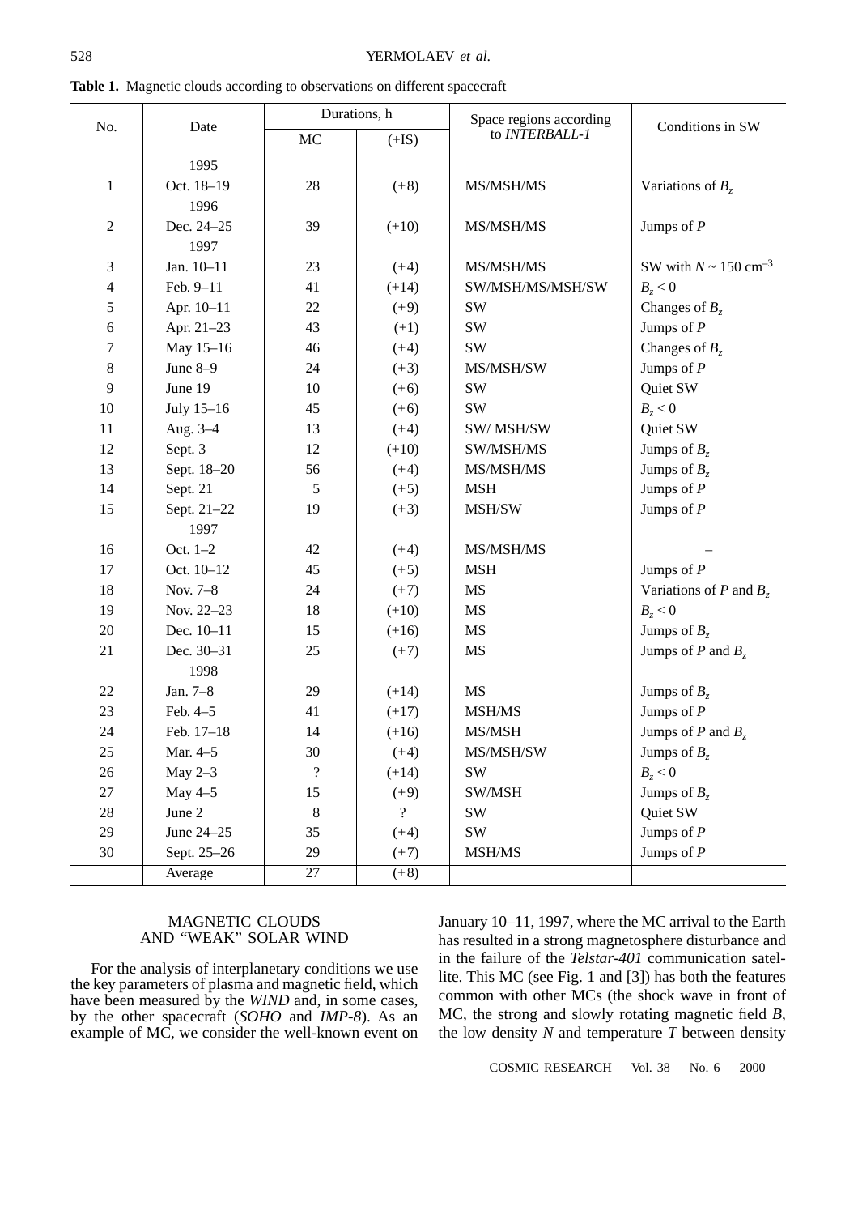**Table 1.** Magnetic clouds according to observations on different spacecraft

| No. | Date | Durations, h | | Space regions according to *INTERBALL-1* | Conditions in SW |
|---|---|---|---|---|---|
| | | MC | (+IS) | | |
| | 1995 | | | | |
| 1 | Oct. 18–19 | 28 | (+8) | MS/MSH/MS | Variations of $B_z$ |
| | 1996 | | | | |
| 2 | Dec. 24–25 | 39 | (+10) | MS/MSH/MS | Jumps of $P$ |
| | 1997 | | | | |
| 3 | Jan. 10–11 | 23 | (+4) | MS/MSH/MS | SW with $N \sim 150$ cm$^{-3}$ |
| 4 | Feb. 9–11 | 41 | (+14) | SW/MSH/MS/MSH/SW | $B_z < 0$ |
| 5 | Apr. 10–11 | 22 | (+9) | SW | Changes of $B_z$ |
| 6 | Apr. 21–23 | 43 | (+1) | SW | Jumps of $P$ |
| 7 | May 15–16 | 46 | (+4) | SW | Changes of $B_z$ |
| 8 | June 8–9 | 24 | (+3) | MS/MSH/SW | Jumps of $P$ |
| 9 | June 19 | 10 | (+6) | SW | Quiet SW |
| 10 | July 15–16 | 45 | (+6) | SW | $B_z < 0$ |
| 11 | Aug. 3–4 | 13 | (+4) | SW/ MSH/SW | Quiet SW |
| 12 | Sept. 3 | 12 | (+10) | SW/MSH/MS | Jumps of $B_z$ |
| 13 | Sept. 18–20 | 56 | (+4) | MS/MSH/MS | Jumps of $B_z$ |
| 14 | Sept. 21 | 5 | (+5) | MSH | Jumps of $P$ |
| 15 | Sept. 21–22 | 19 | (+3) | MSH/SW | Jumps of $P$ |
| | 1997 | | | | |
| 16 | Oct. 1–2 | 42 | (+4) | MS/MSH/MS | – |
| 17 | Oct. 10–12 | 45 | (+5) | MSH | Jumps of $P$ |
| 18 | Nov. 7–8 | 24 | (+7) | MS | Variations of $P$ and $B_z$ |
| 19 | Nov. 22–23 | 18 | (+10) | MS | $B_z < 0$ |
| 20 | Dec. 10–11 | 15 | (+16) | MS | Jumps of $B_z$ |
| 21 | Dec. 30–31 | 25 | (+7) | MS | Jumps of $P$ and $B_z$ |
| | 1998 | | | | |
| 22 | Jan. 7–8 | 29 | (+14) | MS | Jumps of $B_z$ |
| 23 | Feb. 4–5 | 41 | (+17) | MSH/MS | Jumps of $P$ |
| 24 | Feb. 17–18 | 14 | (+16) | MS/MSH | Jumps of $P$ and $B_z$ |
| 25 | Mar. 4–5 | 30 | (+4) | MS/MSH/SW | Jumps of $B_z$ |
| 26 | May 2–3 | ? | (+14) | SW | $B_z < 0$ |
| 27 | May 4–5 | 15 | (+9) | SW/MSH | Jumps of $B_z$ |
| 28 | June 2 | 8 | ? | SW | Quiet SW |
| 29 | June 24–25 | 35 | (+4) | SW | Jumps of $P$ |
| 30 | Sept. 25–26 | 29 | (+7) | MSH/MS | Jumps of $P$ |
| | Average | 27 | (+8) | | |

## MAGNETIC CLOUDS AND "WEAK" SOLAR WIND

For the analysis of interplanetary conditions we use the key parameters of plasma and magnetic field, which have been measured by the *WIND* and, in some cases, by the other spacecraft (*SOHO* and *IMP-8*). As an example of MC, we consider the well-known event on January 10–11, 1997, where the MC arrival to the Earth has resulted in a strong magnetosphere disturbance and in the failure of the *Telstar-401* communication satellite. This MC (see Fig. 1 and [3]) has both the features common with other MCs (the shock wave in front of MC, the strong and slowly rotating magnetic field $B$, the low density $N$ and temperature $T$ between density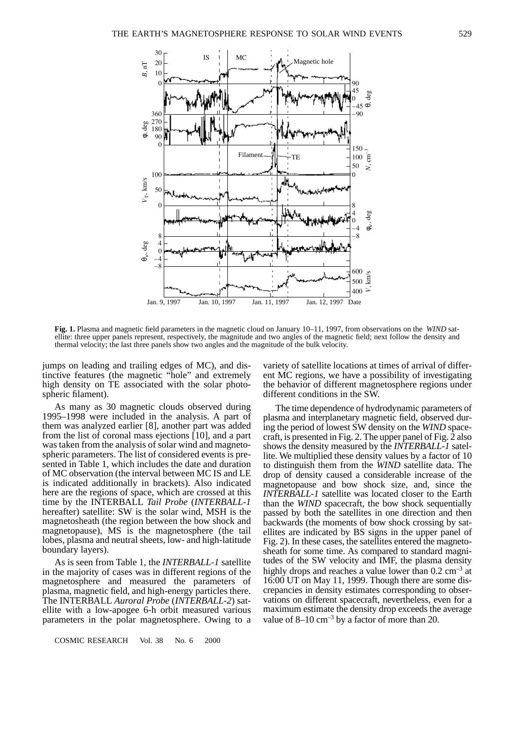**Fig. 1.** Plasma and magnetic field parameters in the magnetic cloud on January 10–11, 1997, from observations on the *WIND* satellite: three upper panels represent, respectively, the magnitude and two angles of the magnetic field; next follow the density and thermal velocity; the last three panels show two angles and the magnitude of the bulk velocity.

jumps on leading and trailing edges of MC), and distinctive features (the magnetic "hole" and extremely high density on TE associated with the solar photospheric filament).

As many as 30 magnetic clouds observed during 1995–1998 were included in the analysis. A part of them was analyzed earlier [8], another part was added from the list of coronal mass ejections [10], and a part was taken from the analysis of solar wind and magnetospheric parameters. The list of considered events is presented in Table 1, which includes the date and duration of MC observation (the interval between MC IS and LE is indicated additionally in brackets). Also indicated here are the regions of space, which are crossed at this time by the INTERBALL *Tail Probe* (*INTERBALL-1* hereafter) satellite: SW is the solar wind, MSH is the magnetosheath (the region between the bow shock and magnetopause), MS is the magnetosphere (the tail lobes, plasma and neutral sheets, low- and high-latitude boundary layers).

As is seen from Table 1, the *INTERBALL-1* satellite in the majority of cases was in different regions of the magnetosphere and measured the parameters of plasma, magnetic field, and high-energy particles there. The INTERBALL *Auroral Probe* (*INTERBALL-2*) satellite with a low-apogee 6-h orbit measured various parameters in the polar magnetosphere. Owing to a variety of satellite locations at times of arrival of different MC regions, we have a possibility of investigating the behavior of different magnetosphere regions under different conditions in the SW.

The time dependence of hydrodynamic parameters of plasma and interplanetary magnetic field, observed during the period of lowest SW density on the *WIND* spacecraft, is presented in Fig. 2. The upper panel of Fig. 2 also shows the density measured by the *INTERBALL-1* satellite. We multiplied these density values by a factor of 10 to distinguish them from the *WIND* satellite data. The drop of density caused a considerable increase of the magnetopause and bow shock size, and, since the *INTERBALL-1* satellite was located closer to the Earth than the *WIND* spacecraft, the bow shock sequentially passed by both the satellites in one direction and then backwards (the moments of bow shock crossing by satellites are indicated by BS signs in the upper panel of Fig. 2). In these cases, the satellites entered the magnetosheath for some time. As compared to standard magnitudes of the SW velocity and IMF, the plasma density highly drops and reaches a value lower than 0.2 cm$^{-3}$ at 16:00 UT on May 11, 1999. Though there are some discrepancies in density estimates corresponding to observations on different spacecraft, nevertheless, even for a maximum estimate the density drop exceeds the average value of 8–10 cm$^{-3}$ by a factor of more than 20.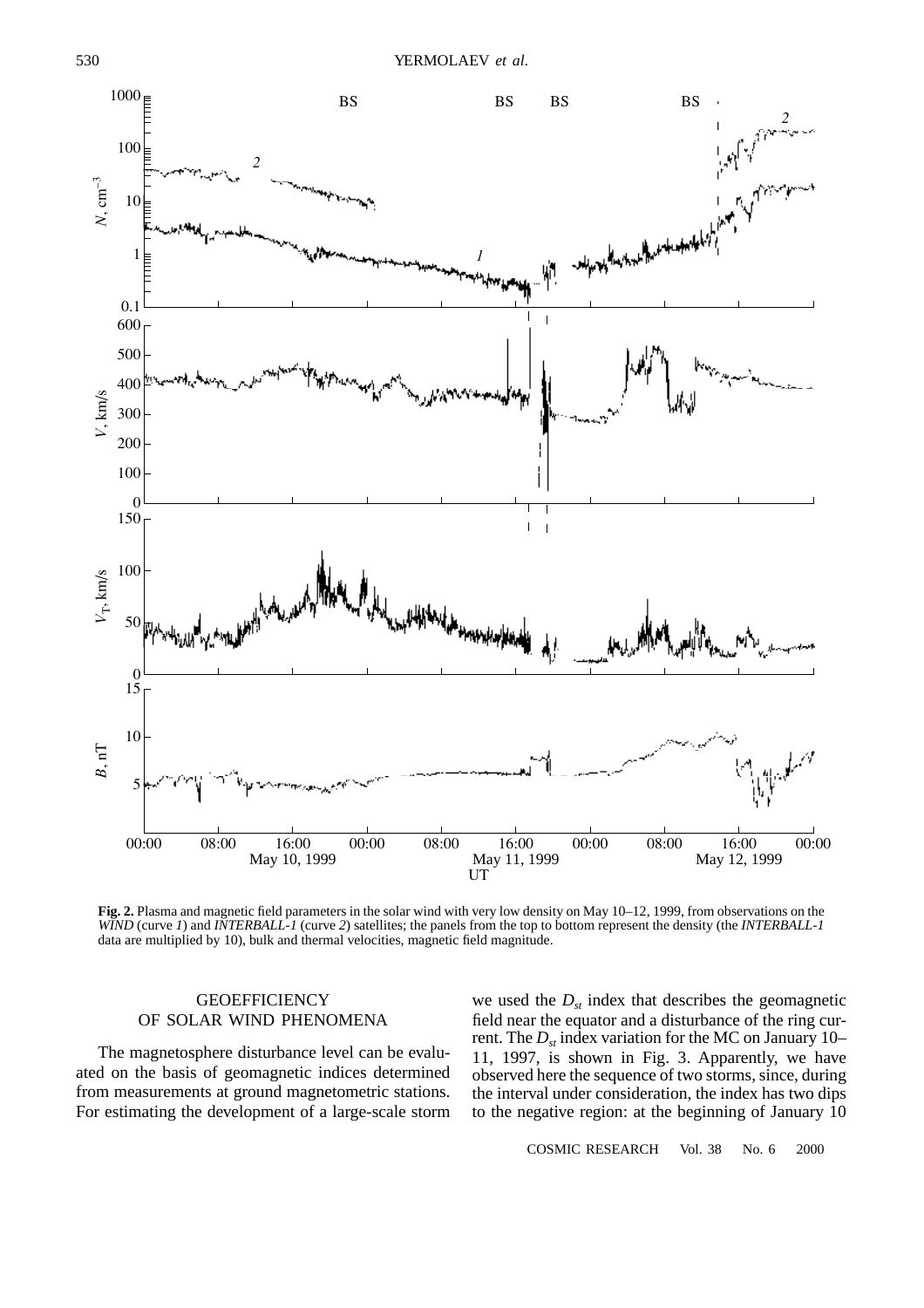**Fig. 2.** Plasma and magnetic field parameters in the solar wind with very low density on May 10–12, 1999, from observations on the *WIND* (curve *1*) and *INTERBALL-1* (curve *2*) satellites; the panels from the top to bottom represent the density (the *INTERBALL-1* data are multiplied by 10), bulk and thermal velocities, magnetic field magnitude.

## GEOEFFICIENCY OF SOLAR WIND PHENOMENA

The magnetosphere disturbance level can be evaluated on the basis of geomagnetic indices determined from measurements at ground magnetometric stations. For estimating the development of a large-scale storm we used the $D_{st}$ index that describes the geomagnetic field near the equator and a disturbance of the ring current. The $D_{st}$ index variation for the MC on January 10–11, 1997, is shown in Fig. 3. Apparently, we have observed here the sequence of two storms, since, during the interval under consideration, the index has two dips to the negative region: at the beginning of January 10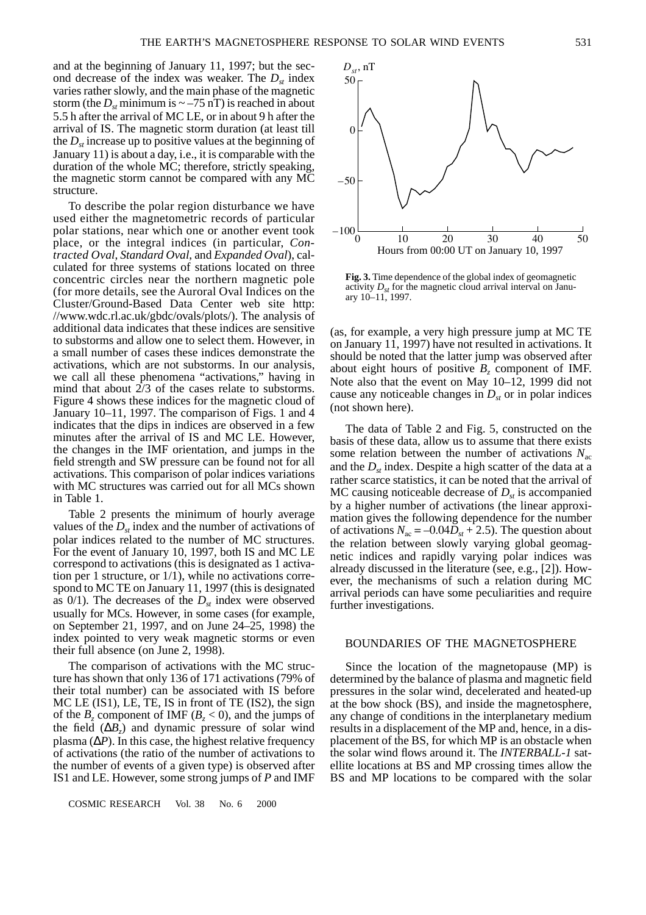and at the beginning of January 11, 1997; but the second decrease of the index was weaker. The $D_{st}$ index varies rather slowly, and the main phase of the magnetic storm (the $D_{st}$ minimum is ~ –75 nT) is reached in about 5.5 h after the arrival of MC LE, or in about 9 h after the arrival of IS. The magnetic storm duration (at least till the $D_{st}$ increase up to positive values at the beginning of January 11) is about a day, i.e., it is comparable with the duration of the whole MC; therefore, strictly speaking, the magnetic storm cannot be compared with any MC structure.

To describe the polar region disturbance we have used either the magnetometric records of particular polar stations, near which one or another event took place, or the integral indices (in particular, *Contracted Oval*, *Standard Oval*, and *Expanded Oval*), calculated for three systems of stations located on three concentric circles near the northern magnetic pole (for more details, see the Auroral Oval Indices on the Cluster/Ground-Based Data Center web site http://www.wdc.rl.ac.uk/gbdc/ovals/plots/). The analysis of additional data indicates that these indices are sensitive to substorms and allow one to select them. However, in a small number of cases these indices demonstrate the activations, which are not substorms. In our analysis, we call all these phenomena "activations," having in mind that about 2/3 of the cases relate to substorms. Figure 4 shows these indices for the magnetic cloud of January 10–11, 1997. The comparison of Figs. 1 and 4 indicates that the dips in indices are observed in a few minutes after the arrival of IS and MC LE. However, the changes in the IMF orientation, and jumps in the field strength and SW pressure can be found not for all activations. This comparison of polar indices variations with MC structures was carried out for all MCs shown in Table 1.

Table 2 presents the minimum of hourly average values of the $D_{st}$ index and the number of activations of polar indices related to the number of MC structures. For the event of January 10, 1997, both IS and MC LE correspond to activations (this is designated as 1 activation per 1 structure, or 1/1), while no activations correspond to MC TE on January 11, 1997 (this is designated as 0/1). The decreases of the $D_{st}$ index were observed usually for MCs. However, in some cases (for example, on September 21, 1997, and on June 24–25, 1998) the index pointed to very weak magnetic storms or even their full absence (on June 2, 1998).

The comparison of activations with the MC structure has shown that only 136 of 171 activations (79% of their total number) can be associated with IS before MC LE (IS1), LE, TE, IS in front of TE (IS2), the sign of the $B_z$ component of IMF ($B_z < 0$), and the jumps of the field ($\Delta B_z$) and dynamic pressure of solar wind plasma ($\Delta P$). In this case, the highest relative frequency of activations (the ratio of the number of activations to the number of events of a given type) is observed after IS1 and LE. However, some strong jumps of $P$ and IMF

**Fig. 3.** Time dependence of the global index of geomagnetic activity $D_{st}$ for the magnetic cloud arrival interval on January 10–11, 1997.

(as, for example, a very high pressure jump at MC TE on January 11, 1997) have not resulted in activations. It should be noted that the latter jump was observed after about eight hours of positive $B_z$ component of IMF. Note also that the event on May 10–12, 1999 did not cause any noticeable changes in $D_{st}$ or in polar indices (not shown here).

The data of Table 2 and Fig. 5, constructed on the basis of these data, allow us to assume that there exists some relation between the number of activations $N_{ac}$ and the $D_{st}$ index. Despite a high scatter of the data at a rather scarce statistics, it can be noted that the arrival of MC causing noticeable decrease of $D_{st}$ is accompanied by a higher number of activations (the linear approximation gives the following dependence for the number of activations $N_{ac} = -0.04D_{st} + 2.5$). The question about the relation between slowly varying global geomagnetic indices and rapidly varying polar indices was already discussed in the literature (see, e.g., [2]). However, the mechanisms of such a relation during MC arrival periods can have some peculiarities and require further investigations.

## BOUNDARIES OF THE MAGNETOSPHERE

Since the location of the magnetopause (MP) is determined by the balance of plasma and magnetic field pressures in the solar wind, decelerated and heated-up at the bow shock (BS), and inside the magnetosphere, any change of conditions in the interplanetary medium results in a displacement of the MP and, hence, in a displacement of the BS, for which MP is an obstacle when the solar wind flows around it. The *INTERBALL-1* satellite locations at BS and MP crossing times allow the BS and MP locations to be compared with the solar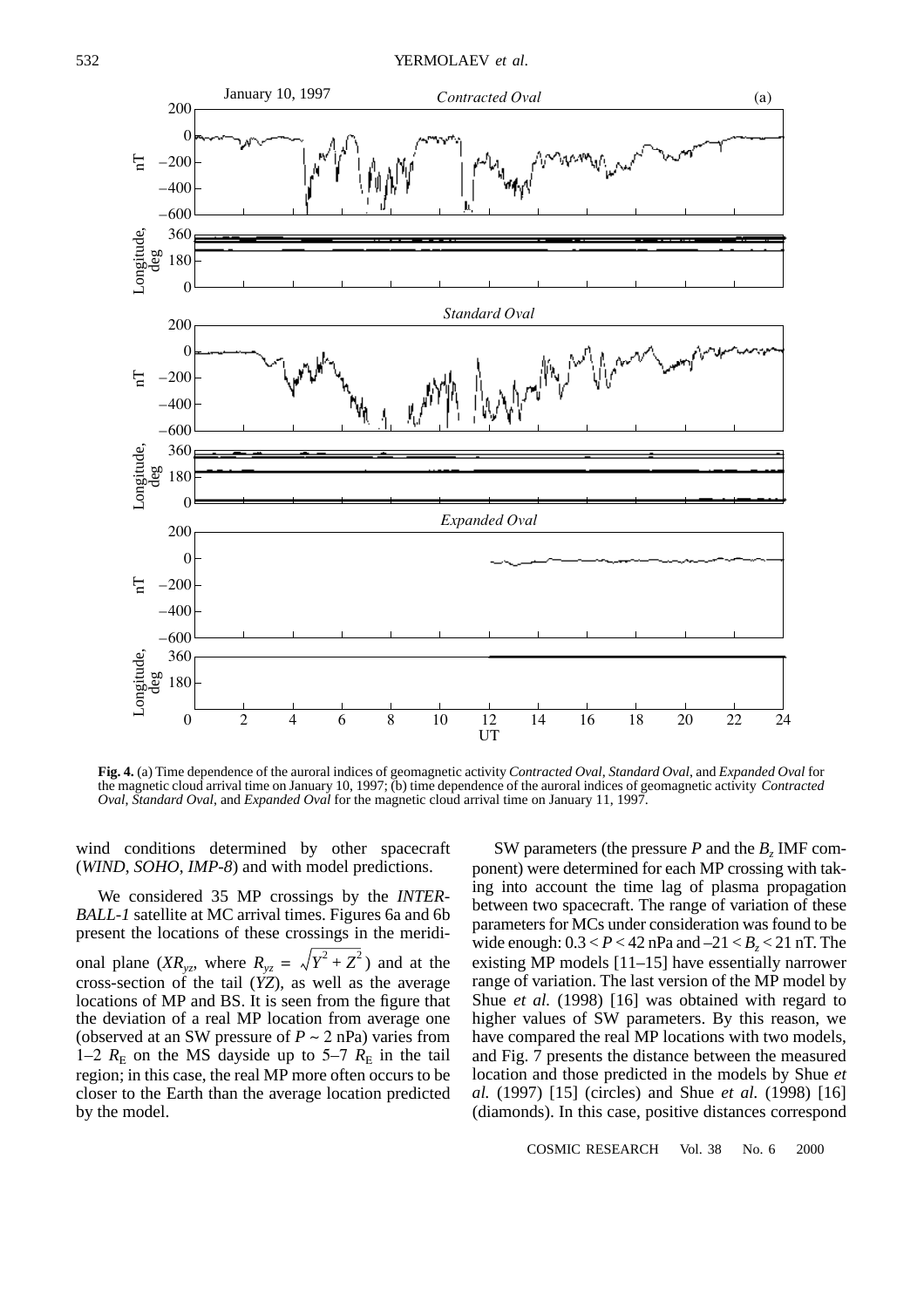**Fig. 4.** (a) Time dependence of the auroral indices of geomagnetic activity *Contracted Oval*, *Standard Oval*, and *Expanded Oval* for the magnetic cloud arrival time on January 10, 1997; (b) time dependence of the auroral indices of geomagnetic activity *Contracted Oval*, *Standard Oval*, and *Expanded Oval* for the magnetic cloud arrival time on January 11, 1997.

wind conditions determined by other spacecraft (*WIND*, *SOHO*, *IMP-8*) and with model predictions.

We considered 35 MP crossings by the *INTERBALL-1* satellite at MC arrival times. Figures 6a and 6b present the locations of these crossings in the meridional plane ($XR_{yz}$, where $R_{yz} = \sqrt{Y^2 + Z^2}$) and at the cross-section of the tail ($YZ$), as well as the average locations of MP and BS. It is seen from the figure that the deviation of a real MP location from average one (observed at an SW pressure of $P \sim 2$ nPa) varies from 1–2 $R_E$ on the MS dayside up to 5–7 $R_E$ in the tail region; in this case, the real MP more often occurs to be closer to the Earth than the average location predicted by the model.

SW parameters (the pressure $P$ and the $B_z$ IMF component) were determined for each MP crossing with taking into account the time lag of plasma propagation between two spacecraft. The range of variation of these parameters for MCs under consideration was found to be wide enough: $0.3 < P < 42$ nPa and $-21 < B_z < 21$ nT. The existing MP models [11–15] have essentially narrower range of variation. The last version of the MP model by Shue *et al.* (1998) [16] was obtained with regard to higher values of SW parameters. By this reason, we have compared the real MP locations with two models, and Fig. 7 presents the distance between the measured location and those predicted in the models by Shue *et al.* (1997) [15] (circles) and Shue *et al.* (1998) [16] (diamonds). In this case, positive distances correspond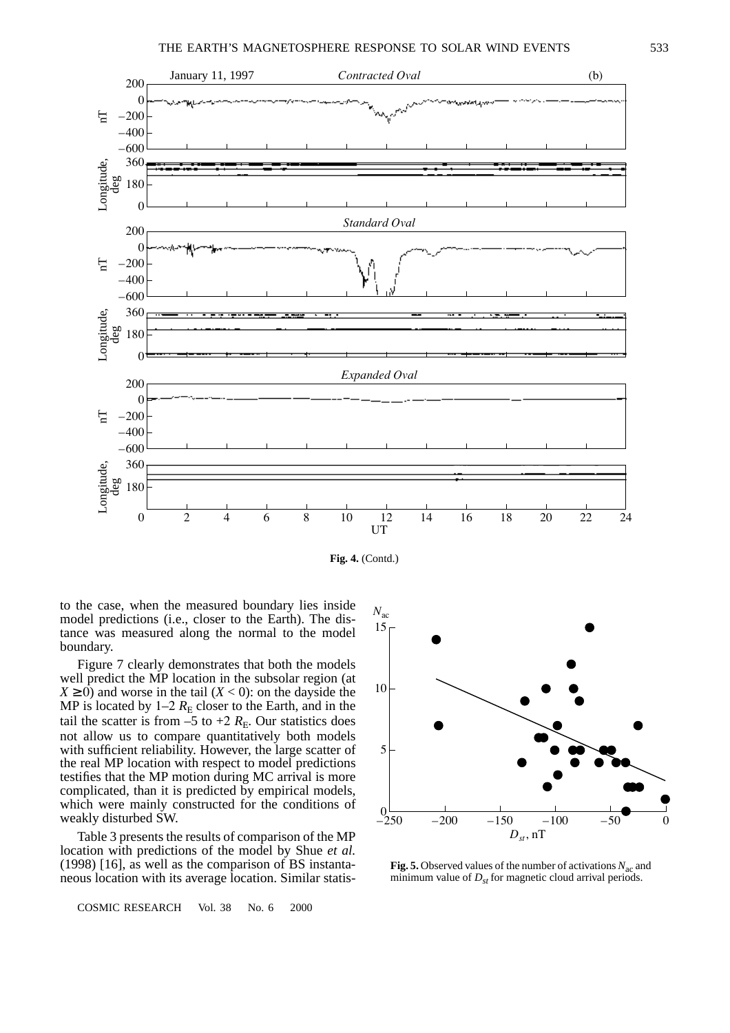**Fig. 4.** (Contd.)

to the case, when the measured boundary lies inside model predictions (i.e., closer to the Earth). The distance was measured along the normal to the model boundary.

Figure 7 clearly demonstrates that both the models well predict the MP location in the subsolar region (at $X \geq 0$) and worse in the tail ($X < 0$): on the dayside the MP is located by 1–2 $R_E$ closer to the Earth, and in the tail the scatter is from –5 to +2 $R_E$. Our statistics does not allow us to compare quantitatively both models with sufficient reliability. However, the large scatter of the real MP location with respect to model predictions testifies that the MP motion during MC arrival is more complicated, than it is predicted by empirical models, which were mainly constructed for the conditions of weakly disturbed SW.

Table 3 presents the results of comparison of the MP location with predictions of the model by Shue *et al.* (1998) [16], as well as the comparison of BS instantaneous location with its average location. Similar statis-

**Fig. 5.** Observed values of the number of activations $N_{ac}$ and minimum value of $D_{st}$ for magnetic cloud arrival periods.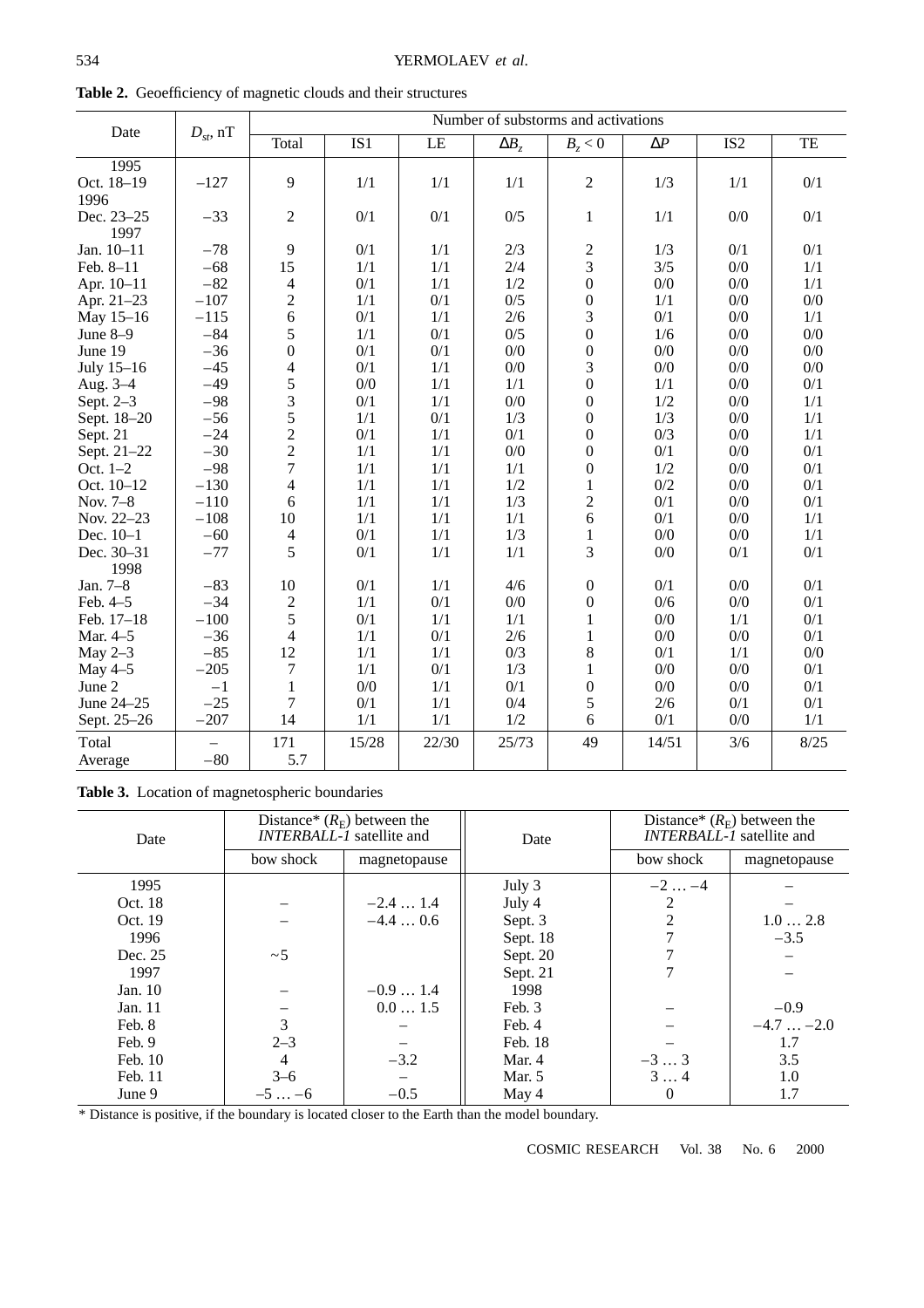**Table 2.** Geoefficiency of magnetic clouds and their structures

| Date | $D_{st}$, nT | Number of substorms and activations | | | | | | | |
|---|---|---|---|---|---|---|---|---|---|
| | | Total | IS1 | LE | $\Delta B_z$ | $B_z < 0$ | $\Delta P$ | IS2 | TE |
| 1995 | | | | | | | | | |
| Oct. 18–19 | −127 | 9 | 1/1 | 1/1 | 1/1 | 2 | 1/3 | 1/1 | 0/1 |
| 1996 | | | | | | | | | |
| Dec. 23–25 | −33 | 2 | 0/1 | 0/1 | 0/5 | 1 | 1/1 | 0/0 | 0/1 |
| 1997 | | | | | | | | | |
| Jan. 10–11 | −78 | 9 | 0/1 | 1/1 | 2/3 | 2 | 1/3 | 0/1 | 0/1 |
| Feb. 8–11 | −68 | 15 | 1/1 | 1/1 | 2/4 | 3 | 3/5 | 0/0 | 1/1 |
| Apr. 10–11 | −82 | 4 | 0/1 | 1/1 | 1/2 | 0 | 0/0 | 0/0 | 1/1 |
| Apr. 21–23 | −107 | 2 | 1/1 | 0/1 | 0/5 | 0 | 1/1 | 0/0 | 0/0 |
| May 15–16 | −115 | 6 | 0/1 | 1/1 | 2/6 | 3 | 0/1 | 0/0 | 1/1 |
| June 8–9 | −84 | 5 | 1/1 | 0/1 | 0/5 | 0 | 1/6 | 0/0 | 0/0 |
| June 19 | −36 | 0 | 0/1 | 0/1 | 0/0 | 0 | 0/0 | 0/0 | 0/0 |
| July 15–16 | −45 | 4 | 0/1 | 1/1 | 0/0 | 3 | 0/0 | 0/0 | 0/0 |
| Aug. 3–4 | −49 | 5 | 0/0 | 1/1 | 1/1 | 0 | 1/1 | 0/0 | 0/1 |
| Sept. 2–3 | −98 | 3 | 0/1 | 1/1 | 0/0 | 0 | 1/2 | 0/0 | 1/1 |
| Sept. 18–20 | −56 | 5 | 1/1 | 0/1 | 1/3 | 0 | 1/3 | 0/0 | 1/1 |
| Sept. 21 | −24 | 2 | 0/1 | 1/1 | 0/1 | 0 | 0/3 | 0/0 | 1/1 |
| Sept. 21–22 | −30 | 2 | 1/1 | 1/1 | 0/0 | 0 | 0/1 | 0/0 | 0/1 |
| Oct. 1–2 | −98 | 7 | 1/1 | 1/1 | 1/1 | 0 | 1/2 | 0/0 | 0/1 |
| Oct. 10–12 | −130 | 4 | 1/1 | 1/1 | 1/2 | 1 | 0/2 | 0/0 | 0/1 |
| Nov. 7–8 | −110 | 6 | 1/1 | 1/1 | 1/3 | 2 | 0/1 | 0/0 | 0/1 |
| Nov. 22–23 | −108 | 10 | 1/1 | 1/1 | 1/1 | 6 | 0/1 | 0/0 | 1/1 |
| Dec. 10–1 | −60 | 4 | 0/1 | 1/1 | 1/3 | 1 | 0/0 | 0/0 | 1/1 |
| Dec. 30–31 | −77 | 5 | 0/1 | 1/1 | 1/1 | 3 | 0/0 | 0/1 | 0/1 |
| 1998 | | | | | | | | | |
| Jan. 7–8 | −83 | 10 | 0/1 | 1/1 | 4/6 | 0 | 0/1 | 0/0 | 0/1 |
| Feb. 4–5 | −34 | 2 | 1/1 | 0/1 | 0/0 | 0 | 0/6 | 0/0 | 0/1 |
| Feb. 17–18 | −100 | 5 | 0/1 | 1/1 | 1/1 | 1 | 0/0 | 1/1 | 0/1 |
| Mar. 4–5 | −36 | 4 | 1/1 | 0/1 | 2/6 | 1 | 0/0 | 0/0 | 0/1 |
| May 2–3 | −85 | 12 | 1/1 | 1/1 | 0/3 | 8 | 0/1 | 1/1 | 0/0 |
| May 4–5 | −205 | 7 | 1/1 | 0/1 | 1/3 | 1 | 0/0 | 0/0 | 0/1 |
| June 2 | −1 | 1 | 0/0 | 1/1 | 0/1 | 0 | 0/0 | 0/0 | 0/1 |
| June 24–25 | −25 | 7 | 0/1 | 1/1 | 0/4 | 5 | 2/6 | 0/1 | 0/1 |
| Sept. 25–26 | −207 | 14 | 1/1 | 1/1 | 1/2 | 6 | 0/1 | 0/0 | 1/1 |
| Total | – | 171 | 15/28 | 22/30 | 25/73 | 49 | 14/51 | 3/6 | 8/25 |
| Average | −80 | 5.7 | | | | | | | |

**Table 3.** Location of magnetospheric boundaries

| Date | Distance* ($R_E$) between the *INTERBALL-1* satellite and | | Date | Distance* ($R_E$) between the *INTERBALL-1* satellite and | |
|---|---|---|---|---|---|
| | bow shock | magnetopause | | bow shock | magnetopause |
| 1995 | | | July 3 | −2 … −4 | – |
| Oct. 18 | – | −2.4 … 1.4 | July 4 | 2 | – |
| Oct. 19 | – | −4.4 … 0.6 | Sept. 3 | 2 | 1.0 … 2.8 |
| 1996 | | | Sept. 18 | 7 | −3.5 |
| Dec. 25 | ~5 | | Sept. 20 | 7 | – |
| 1997 | | | Sept. 21 | 7 | – |
| Jan. 10 | – | −0.9 … 1.4 | 1998 | | |
| Jan. 11 | – | 0.0 … 1.5 | Feb. 3 | – | −0.9 |
| Feb. 8 | 3 | – | Feb. 4 | – | −4.7 … −2.0 |
| Feb. 9 | 2–3 | – | Feb. 18 | – | 1.7 |
| Feb. 10 | 4 | −3.2 | Mar. 4 | −3 … 3 | 3.5 |
| Feb. 11 | 3–6 | – | Mar. 5 | 3 … 4 | 1.0 |
| June 9 | −5 … −6 | −0.5 | May 4 | 0 | 1.7 |

\* Distance is positive, if the boundary is located closer to the Earth than the model boundary.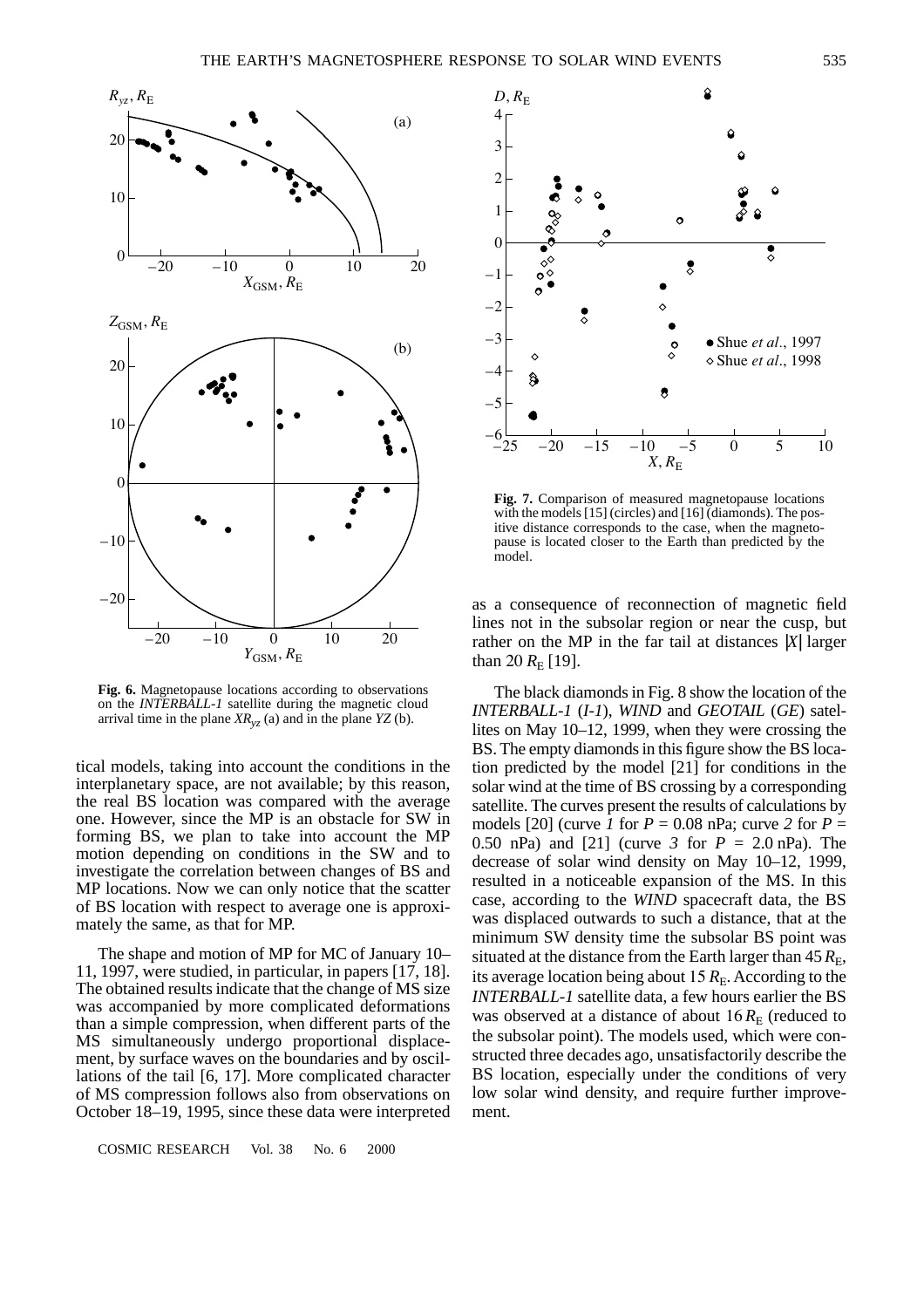**Fig. 6.** Magnetopause locations according to observations on the *INTERBALL-1* satellite during the magnetic cloud arrival time in the plane $XR_{yz}$ (a) and in the plane *YZ* (b).

tical models, taking into account the conditions in the interplanetary space, are not available; by this reason, the real BS location was compared with the average one. However, since the MP is an obstacle for SW in forming BS, we plan to take into account the MP motion depending on conditions in the SW and to investigate the correlation between changes of BS and MP locations. Now we can only notice that the scatter of BS location with respect to average one is approximately the same, as that for MP.

The shape and motion of MP for MC of January 10–11, 1997, were studied, in particular, in papers [17, 18]. The obtained results indicate that the change of MS size was accompanied by more complicated deformations than a simple compression, when different parts of the MS simultaneously undergo proportional displacement, by surface waves on the boundaries and by oscillations of the tail [6, 17]. More complicated character of MS compression follows also from observations on October 18–19, 1995, since these data were interpreted

**Fig. 7.** Comparison of measured magnetopause locations with the models [15] (circles) and [16] (diamonds). The positive distance corresponds to the case, when the magnetopause is located closer to the Earth than predicted by the model.

as a consequence of reconnection of magnetic field lines not in the subsolar region or near the cusp, but rather on the MP in the far tail at distances $|X|$ larger than 20 $R_E$ [19].

The black diamonds in Fig. 8 show the location of the *INTERBALL-1* (*I-1*), *WIND* and *GEOTAIL* (*GE*) satellites on May 10–12, 1999, when they were crossing the BS. The empty diamonds in this figure show the BS location predicted by the model [21] for conditions in the solar wind at the time of BS crossing by a corresponding satellite. The curves present the results of calculations by models [20] (curve *1* for $P = 0.08$ nPa; curve *2* for $P = 0.50$ nPa) and [21] (curve *3* for $P = 2.0$ nPa). The decrease of solar wind density on May 10–12, 1999, resulted in a noticeable expansion of the MS. In this case, according to the *WIND* spacecraft data, the BS was displaced outwards to such a distance, that at the minimum SW density time the subsolar BS point was situated at the distance from the Earth larger than 45 $R_E$, its average location being about 15 $R_E$. According to the *INTERBALL-1* satellite data, a few hours earlier the BS was observed at a distance of about 16 $R_E$ (reduced to the subsolar point). The models used, which were constructed three decades ago, unsatisfactorily describe the BS location, especially under the conditions of very low solar wind density, and require further improvement.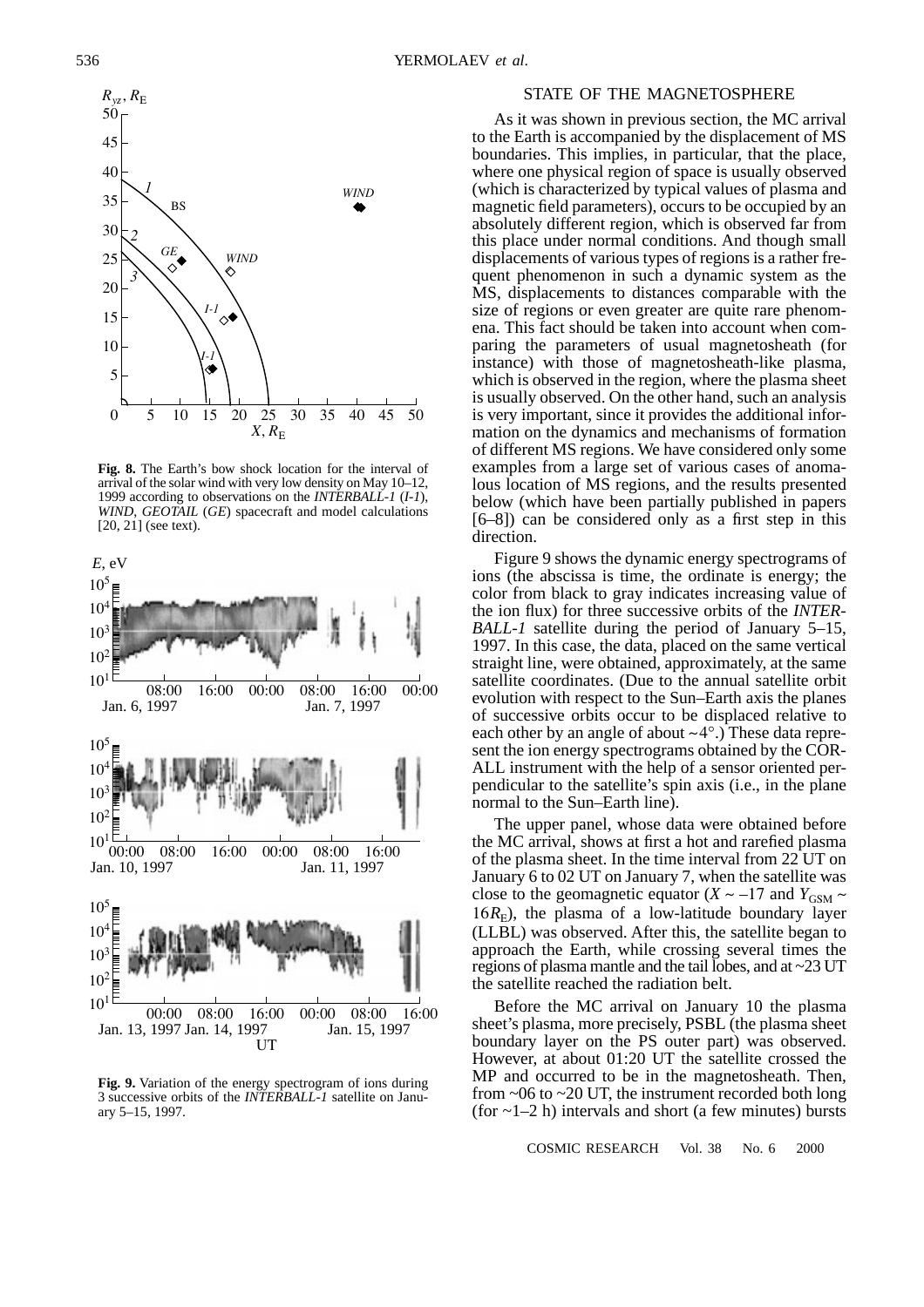**Fig. 8.** The Earth's bow shock location for the interval of arrival of the solar wind with very low density on May 10–12, 1999 according to observations on the *INTERBALL-1* (*I-1*), *WIND*, *GEOTAIL* (*GE*) spacecraft and model calculations [20, 21] (see text).

**Fig. 9.** Variation of the energy spectrogram of ions during 3 successive orbits of the *INTERBALL-1* satellite on January 5–15, 1997.

## STATE OF THE MAGNETOSPHERE

As it was shown in previous section, the MC arrival to the Earth is accompanied by the displacement of MS boundaries. This implies, in particular, that the place, where one physical region of space is usually observed (which is characterized by typical values of plasma and magnetic field parameters), occurs to be occupied by an absolutely different region, which is observed far from this place under normal conditions. And though small displacements of various types of regions is a rather frequent phenomenon in such a dynamic system as the MS, displacements to distances comparable with the size of regions or even greater are quite rare phenomena. This fact should be taken into account when comparing the parameters of usual magnetosheath (for instance) with those of magnetosheath-like plasma, which is observed in the region, where the plasma sheet is usually observed. On the other hand, such an analysis is very important, since it provides the additional information on the dynamics and mechanisms of formation of different MS regions. We have considered only some examples from a large set of various cases of anomalous location of MS regions, and the results presented below (which have been partially published in papers [6–8]) can be considered only as a first step in this direction.

Figure 9 shows the dynamic energy spectrograms of ions (the abscissa is time, the ordinate is energy; the color from black to gray indicates increasing value of the ion flux) for three successive orbits of the *INTERBALL-1* satellite during the period of January 5–15, 1997. In this case, the data, placed on the same vertical straight line, were obtained, approximately, at the same satellite coordinates. (Due to the annual satellite orbit evolution with respect to the Sun–Earth axis the planes of successive orbits occur to be displaced relative to each other by an angle of about ~4°.) These data represent the ion energy spectrograms obtained by the CORALL instrument with the help of a sensor oriented perpendicular to the satellite's spin axis (i.e., in the plane normal to the Sun–Earth line).

The upper panel, whose data were obtained before the MC arrival, shows at first a hot and rarefied plasma of the plasma sheet. In the time interval from 22 UT on January 6 to 02 UT on January 7, when the satellite was close to the geomagnetic equator ($X \sim -17$ and $Y_{GSM} \sim 16R_E$), the plasma of a low-latitude boundary layer (LLBL) was observed. After this, the satellite began to approach the Earth, while crossing several times the regions of plasma mantle and the tail lobes, and at ~23 UT the satellite reached the radiation belt.

Before the MC arrival on January 10 the plasma sheet's plasma, more precisely, PSBL (the plasma sheet boundary layer on the PS outer part) was observed. However, at about 01:20 UT the satellite crossed the MP and occurred to be in the magnetosheath. Then, from ~06 to ~20 UT, the instrument recorded both long (for ~1–2 h) intervals and short (a few minutes) bursts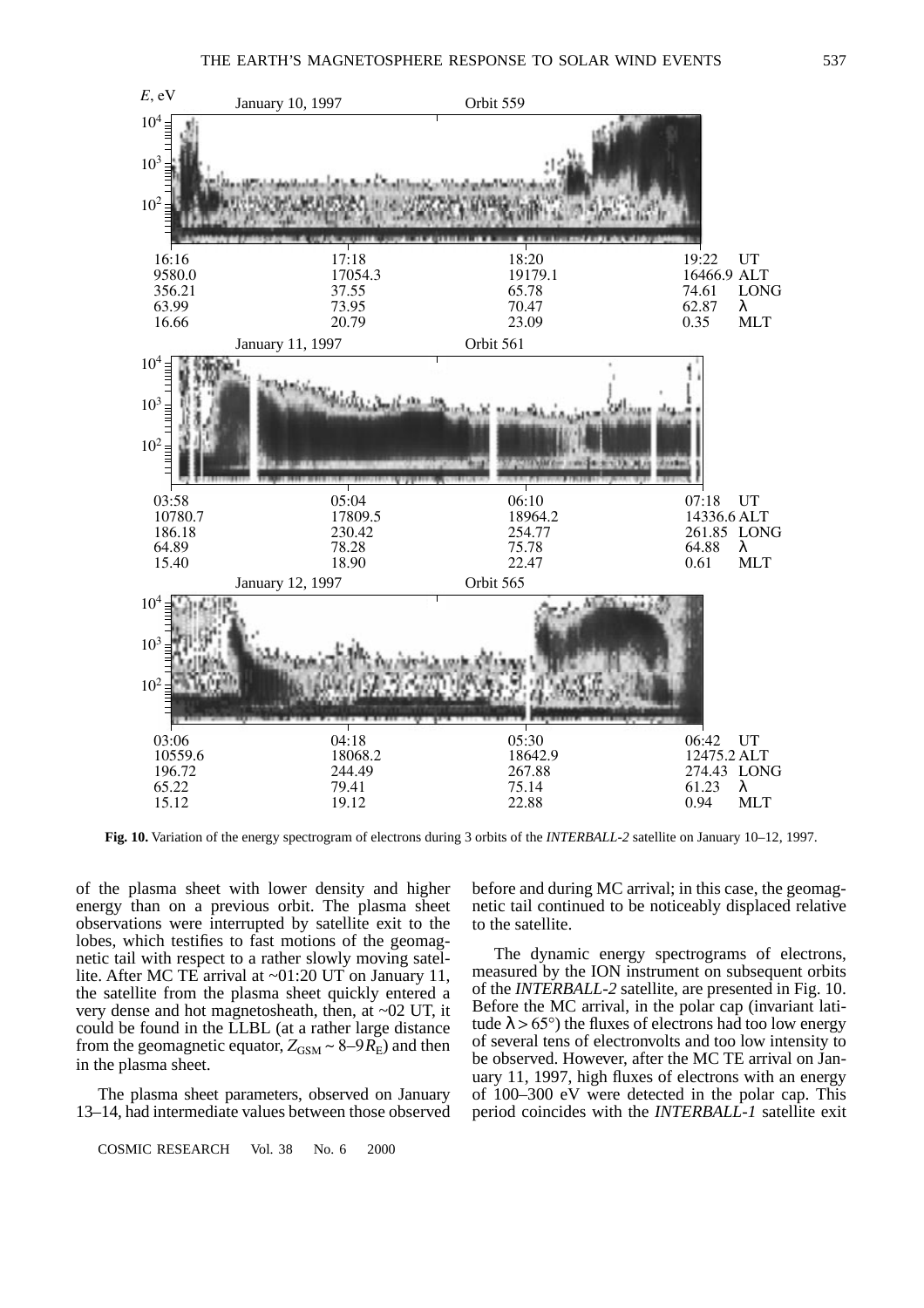**Fig. 10.** Variation of the energy spectrogram of electrons during 3 orbits of the *INTERBALL-2* satellite on January 10–12, 1997.

of the plasma sheet with lower density and higher energy than on a previous orbit. The plasma sheet observations were interrupted by satellite exit to the lobes, which testifies to fast motions of the geomagnetic tail with respect to a rather slowly moving satellite. After MC TE arrival at ~01:20 UT on January 11, the satellite from the plasma sheet quickly entered a very dense and hot magnetosheath, then, at ~02 UT, it could be found in the LLBL (at a rather large distance from the geomagnetic equator, $Z_{GSM} \sim 8–9 R_E$) and then in the plasma sheet.

The plasma sheet parameters, observed on January 13–14, had intermediate values between those observed before and during MC arrival; in this case, the geomagnetic tail continued to be noticeably displaced relative to the satellite.

The dynamic energy spectrograms of electrons, measured by the ION instrument on subsequent orbits of the *INTERBALL-2* satellite, are presented in Fig. 10. Before the MC arrival, in the polar cap (invariant latitude $\lambda > 65°$) the fluxes of electrons had too low energy of several tens of electronvolts and too low intensity to be observed. However, after the MC TE arrival on January 11, 1997, high fluxes of electrons with an energy of 100–300 eV were detected in the polar cap. This period coincides with the *INTERBALL-1* satellite exit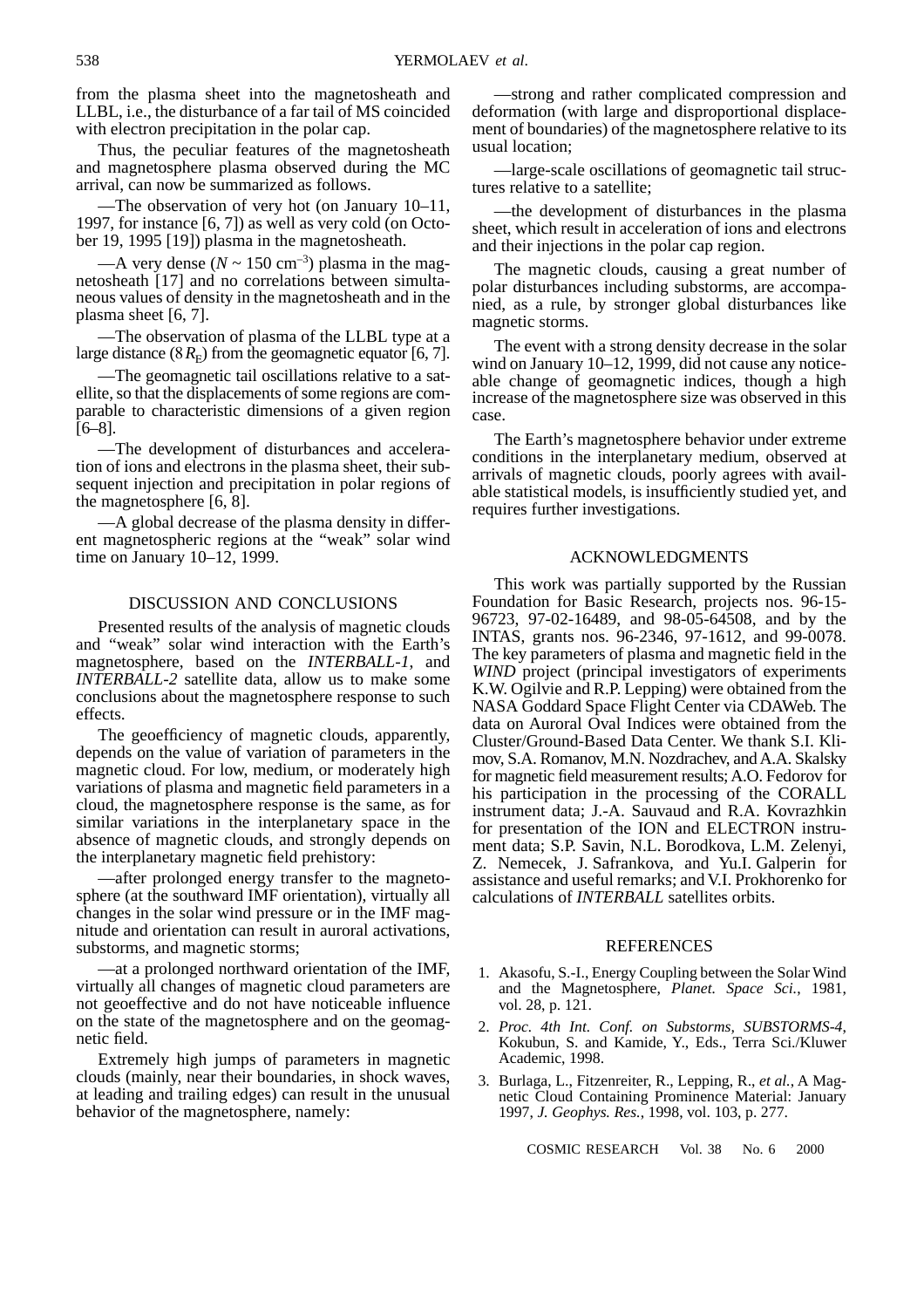from the plasma sheet into the magnetosheath and LLBL, i.e., the disturbance of a far tail of MS coincided with electron precipitation in the polar cap.

Thus, the peculiar features of the magnetosheath and magnetosphere plasma observed during the MC arrival, can now be summarized as follows.

—The observation of very hot (on January 10–11, 1997, for instance [6, 7]) as well as very cold (on October 19, 1995 [19]) plasma in the magnetosheath.

—A very dense ($N \sim 150$ cm$^{-3}$) plasma in the magnetosheath [17] and no correlations between simultaneous values of density in the magnetosheath and in the plasma sheet [6, 7].

—The observation of plasma of the LLBL type at a large distance ($8 R_E$) from the geomagnetic equator [6, 7].

—The geomagnetic tail oscillations relative to a satellite, so that the displacements of some regions are comparable to characteristic dimensions of a given region [6–8].

—The development of disturbances and acceleration of ions and electrons in the plasma sheet, their subsequent injection and precipitation in polar regions of the magnetosphere [6, 8].

—A global decrease of the plasma density in different magnetospheric regions at the "weak" solar wind time on January 10–12, 1999.

## DISCUSSION AND CONCLUSIONS

Presented results of the analysis of magnetic clouds and "weak" solar wind interaction with the Earth's magnetosphere, based on the *INTERBALL-1*, and *INTERBALL-2* satellite data, allow us to make some conclusions about the magnetosphere response to such effects.

The geoefficiency of magnetic clouds, apparently, depends on the value of variation of parameters in the magnetic cloud. For low, medium, or moderately high variations of plasma and magnetic field parameters in a cloud, the magnetosphere response is the same, as for similar variations in the interplanetary space in the absence of magnetic clouds, and strongly depends on the interplanetary magnetic field prehistory:

—after prolonged energy transfer to the magnetosphere (at the southward IMF orientation), virtually all changes in the solar wind pressure or in the IMF magnitude and orientation can result in auroral activations, substorms, and magnetic storms;

—at a prolonged northward orientation of the IMF, virtually all changes of magnetic cloud parameters are not geoeffective and do not have noticeable influence on the state of the magnetosphere and on the geomagnetic field.

Extremely high jumps of parameters in magnetic clouds (mainly, near their boundaries, in shock waves, at leading and trailing edges) can result in the unusual behavior of the magnetosphere, namely:

—strong and rather complicated compression and deformation (with large and disproportional displacement of boundaries) of the magnetosphere relative to its usual location;

—large-scale oscillations of geomagnetic tail structures relative to a satellite;

—the development of disturbances in the plasma sheet, which result in acceleration of ions and electrons and their injections in the polar cap region.

The magnetic clouds, causing a great number of polar disturbances including substorms, are accompanied, as a rule, by stronger global disturbances like magnetic storms.

The event with a strong density decrease in the solar wind on January 10–12, 1999, did not cause any noticeable change of geomagnetic indices, though a high increase of the magnetosphere size was observed in this case.

The Earth's magnetosphere behavior under extreme conditions in the interplanetary medium, observed at arrivals of magnetic clouds, poorly agrees with available statistical models, is insufficiently studied yet, and requires further investigations.

## ACKNOWLEDGMENTS

This work was partially supported by the Russian Foundation for Basic Research, projects nos. 96-15-96723, 97-02-16489, and 98-05-64508, and by the INTAS, grants nos. 96-2346, 97-1612, and 99-0078. The key parameters of plasma and magnetic field in the *WIND* project (principal investigators of experiments K.W. Ogilvie and R.P. Lepping) were obtained from the NASA Goddard Space Flight Center via CDAWeb. The data on Auroral Oval Indices were obtained from the Cluster/Ground-Based Data Center. We thank S.I. Klimov, S.A. Romanov, M.N. Nozdrachev, and A.A. Skalsky for magnetic field measurement results; A.O. Fedorov for his participation in the processing of the CORALL instrument data; J.-A. Sauvaud and R.A. Kovrazhkin for presentation of the ION and ELECTRON instrument data; S.P. Savin, N.L. Borodkova, L.M. Zelenyi, Z. Nemecek, J. Safrankova, and Yu.I. Galperin for assistance and useful remarks; and V.I. Prokhorenko for calculations of *INTERBALL* satellites orbits.

## REFERENCES

1. Akasofu, S.-I., Energy Coupling between the Solar Wind and the Magnetosphere, *Planet. Space Sci.*, 1981, vol. 28, p. 121.
2. *Proc. 4th Int. Conf. on Substorms, SUBSTORMS-4*, Kokubun, S. and Kamide, Y., Eds., Terra Sci./Kluwer Academic, 1998.
3. Burlaga, L., Fitzenreiter, R., Lepping, R., *et al.*, A Magnetic Cloud Containing Prominence Material: January 1997, *J. Geophys. Res.*, 1998, vol. 103, p. 277.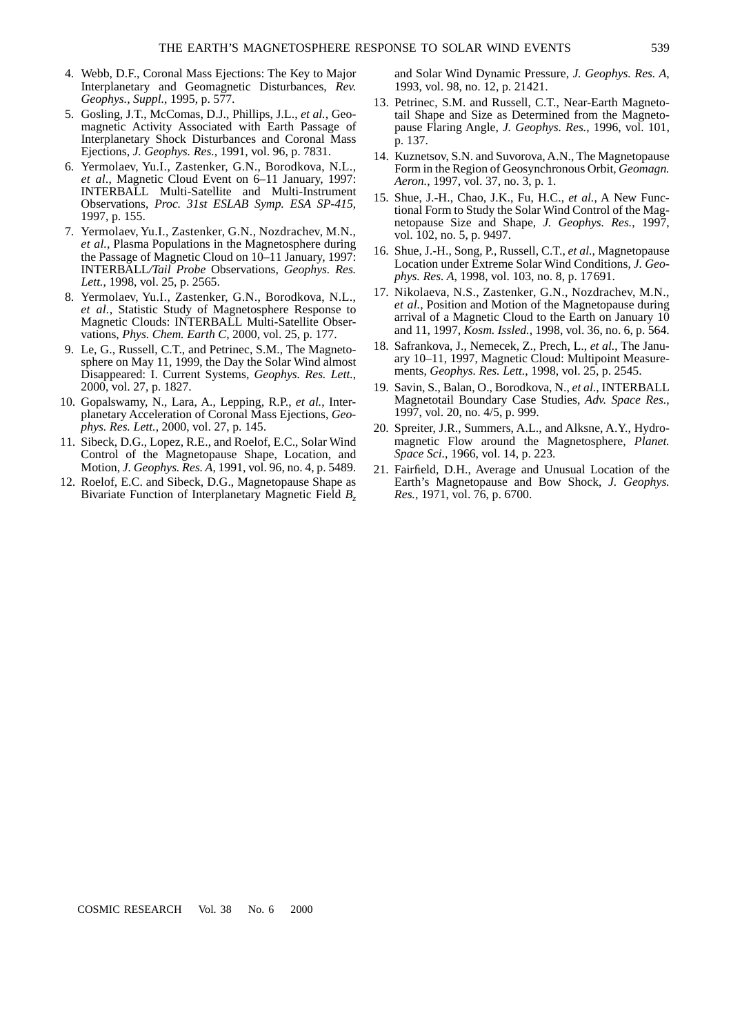4. Webb, D.F., Coronal Mass Ejections: The Key to Major Interplanetary and Geomagnetic Disturbances, *Rev. Geophys., Suppl.*, 1995, p. 577.
5. Gosling, J.T., McComas, D.J., Phillips, J.L., *et al.*, Geomagnetic Activity Associated with Earth Passage of Interplanetary Shock Disturbances and Coronal Mass Ejections, *J. Geophys. Res.*, 1991, vol. 96, p. 7831.
6. Yermolaev, Yu.I., Zastenker, G.N., Borodkova, N.L., *et al.*, Magnetic Cloud Event on 6–11 January, 1997: INTERBALL Multi-Satellite and Multi-Instrument Observations, *Proc. 31st ESLAB Symp. ESA SP-415*, 1997, p. 155.
7. Yermolaev, Yu.I., Zastenker, G.N., Nozdrachev, M.N., *et al.*, Plasma Populations in the Magnetosphere during the Passage of Magnetic Cloud on 10–11 January, 1997: INTERBALL/*Tail Probe* Observations, *Geophys. Res. Lett.*, 1998, vol. 25, p. 2565.
8. Yermolaev, Yu.I., Zastenker, G.N., Borodkova, N.L., *et al.*, Statistic Study of Magnetosphere Response to Magnetic Clouds: INTERBALL Multi-Satellite Observations, *Phys. Chem. Earth C*, 2000, vol. 25, p. 177.
9. Le, G., Russell, C.T., and Petrinec, S.M., The Magnetosphere on May 11, 1999, the Day the Solar Wind almost Disappeared: I. Current Systems, *Geophys. Res. Lett.*, 2000, vol. 27, p. 1827.
10. Gopalswamy, N., Lara, A., Lepping, R.P., *et al.*, Interplanetary Acceleration of Coronal Mass Ejections, *Geophys. Res. Lett.*, 2000, vol. 27, p. 145.
11. Sibeck, D.G., Lopez, R.E., and Roelof, E.C., Solar Wind Control of the Magnetopause Shape, Location, and Motion, *J. Geophys. Res. A*, 1991, vol. 96, no. 4, p. 5489.
12. Roelof, E.C. and Sibeck, D.G., Magnetopause Shape as Bivariate Function of Interplanetary Magnetic Field $B_z$ and Solar Wind Dynamic Pressure, *J. Geophys. Res. A*, 1993, vol. 98, no. 12, p. 21421.
13. Petrinec, S.M. and Russell, C.T., Near-Earth Magnetotail Shape and Size as Determined from the Magnetopause Flaring Angle, *J. Geophys. Res.*, 1996, vol. 101, p. 137.
14. Kuznetsov, S.N. and Suvorova, A.N., The Magnetopause Form in the Region of Geosynchronous Orbit, *Geomagn. Aeron.*, 1997, vol. 37, no. 3, p. 1.
15. Shue, J.-H., Chao, J.K., Fu, H.C., *et al.*, A New Functional Form to Study the Solar Wind Control of the Magnetopause Size and Shape, *J. Geophys. Res.*, 1997, vol. 102, no. 5, p. 9497.
16. Shue, J.-H., Song, P., Russell, C.T., *et al.*, Magnetopause Location under Extreme Solar Wind Conditions, *J. Geophys. Res. A*, 1998, vol. 103, no. 8, p. 17691.
17. Nikolaeva, N.S., Zastenker, G.N., Nozdrachev, M.N., *et al.*, Position and Motion of the Magnetopause during arrival of a Magnetic Cloud to the Earth on January 10 and 11, 1997, *Kosm. Issled.*, 1998, vol. 36, no. 6, p. 564.
18. Safrankova, J., Nemecek, Z., Prech, L., *et al.*, The January 10–11, 1997, Magnetic Cloud: Multipoint Measurements, *Geophys. Res. Lett.*, 1998, vol. 25, p. 2545.
19. Savin, S., Balan, O., Borodkova, N., *et al.*, INTERBALL Magnetotail Boundary Case Studies, *Adv. Space Res.*, 1997, vol. 20, no. 4/5, p. 999.
20. Spreiter, J.R., Summers, A.L., and Alksne, A.Y., Hydromagnetic Flow around the Magnetosphere, *Planet. Space Sci.*, 1966, vol. 14, p. 223.
21. Fairfield, D.H., Average and Unusual Location of the Earth's Magnetopause and Bow Shock, *J. Geophys. Res.*, 1971, vol. 76, p. 6700.